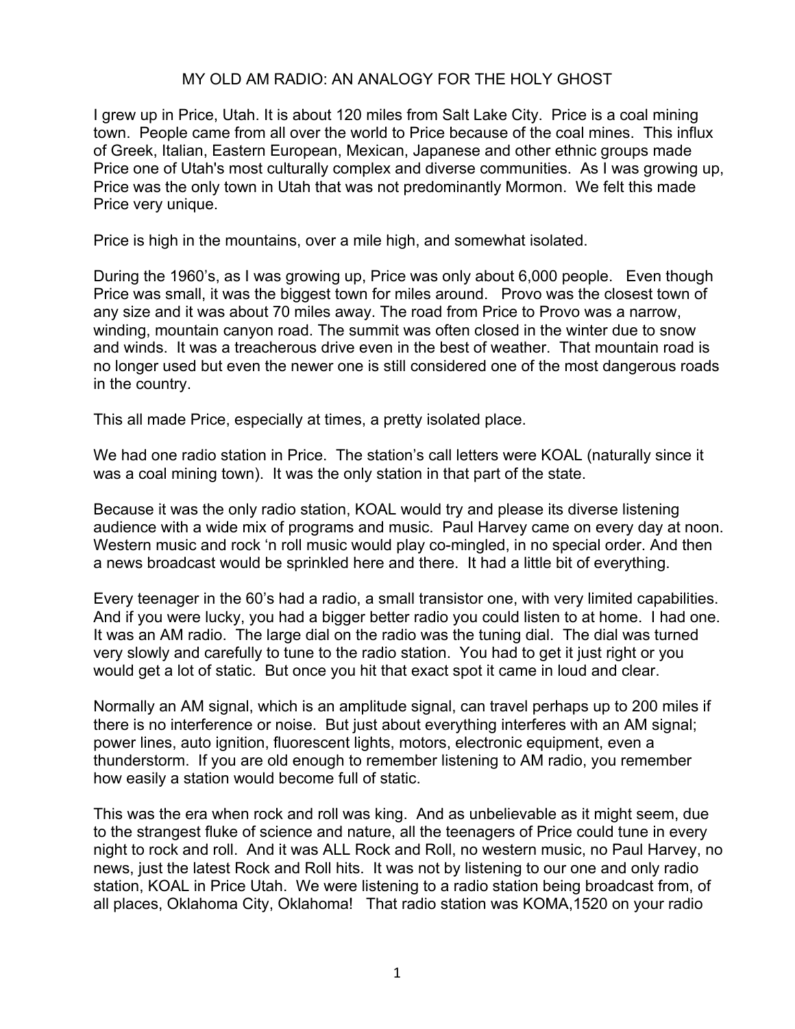# MY OLD AM RADIO: AN ANALOGY FOR THE HOLY GHOST

I grew up in Price, Utah. It is about 120 miles from Salt Lake City. Price is a coal mining town. People came from all over the world to Price because of the coal mines. This influx of Greek, Italian, Eastern European, Mexican, Japanese and other ethnic groups made Price one of Utah's most culturally complex and diverse communities. As I was growing up, Price was the only town in Utah that was not predominantly Mormon. We felt this made Price very unique.

Price is high in the mountains, over a mile high, and somewhat isolated.

During the 1960's, as I was growing up, Price was only about 6,000 people. Even though Price was small, it was the biggest town for miles around. Provo was the closest town of any size and it was about 70 miles away. The road from Price to Provo was a narrow, winding, mountain canyon road. The summit was often closed in the winter due to snow and winds. It was a treacherous drive even in the best of weather. That mountain road is no longer used but even the newer one is still considered one of the most dangerous roads in the country.

This all made Price, especially at times, a pretty isolated place.

We had one radio station in Price. The station's call letters were KOAL (naturally since it was a coal mining town). It was the only station in that part of the state.

Because it was the only radio station, KOAL would try and please its diverse listening audience with a wide mix of programs and music. Paul Harvey came on every day at noon. Western music and rock 'n roll music would play co-mingled, in no special order. And then a news broadcast would be sprinkled here and there. It had a little bit of everything.

Every teenager in the 60's had a radio, a small transistor one, with very limited capabilities. And if you were lucky, you had a bigger better radio you could listen to at home. I had one. It was an AM radio. The large dial on the radio was the tuning dial. The dial was turned very slowly and carefully to tune to the radio station. You had to get it just right or you would get a lot of static. But once you hit that exact spot it came in loud and clear.

Normally an AM signal, which is an amplitude signal, can travel perhaps up to 200 miles if there is no interference or noise. But just about everything interferes with an AM signal; power lines, auto ignition, fluorescent lights, motors, electronic equipment, even a thunderstorm. If you are old enough to remember listening to AM radio, you remember how easily a station would become full of static.

This was the era when rock and roll was king. And as unbelievable as it might seem, due to the strangest fluke of science and nature, all the teenagers of Price could tune in every night to rock and roll. And it was ALL Rock and Roll, no western music, no Paul Harvey, no news, just the latest Rock and Roll hits. It was not by listening to our one and only radio station, KOAL in Price Utah. We were listening to a radio station being broadcast from, of all places, Oklahoma City, Oklahoma! That radio station was KOMA,1520 on your radio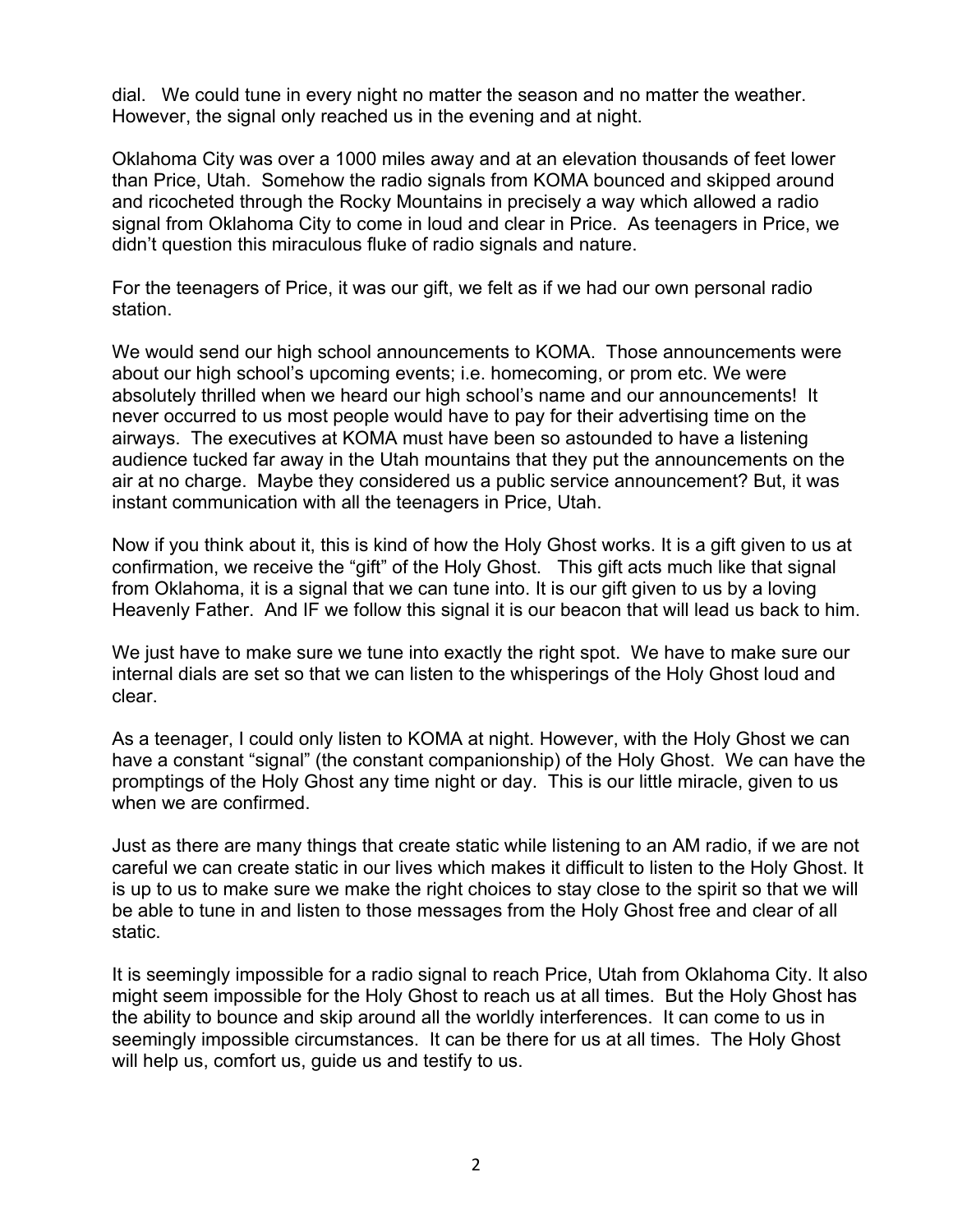dial. We could tune in every night no matter the season and no matter the weather. However, the signal only reached us in the evening and at night.

Oklahoma City was over a 1000 miles away and at an elevation thousands of feet lower than Price, Utah. Somehow the radio signals from KOMA bounced and skipped around and ricocheted through the Rocky Mountains in precisely a way which allowed a radio signal from Oklahoma City to come in loud and clear in Price. As teenagers in Price, we didn't question this miraculous fluke of radio signals and nature.

For the teenagers of Price, it was our gift, we felt as if we had our own personal radio station.

We would send our high school announcements to KOMA. Those announcements were about our high school's upcoming events; i.e. homecoming, or prom etc. We were absolutely thrilled when we heard our high school's name and our announcements! It never occurred to us most people would have to pay for their advertising time on the airways. The executives at KOMA must have been so astounded to have a listening audience tucked far away in the Utah mountains that they put the announcements on the air at no charge. Maybe they considered us a public service announcement? But, it was instant communication with all the teenagers in Price, Utah.

Now if you think about it, this is kind of how the Holy Ghost works. It is a gift given to us at confirmation, we receive the "gift" of the Holy Ghost. This gift acts much like that signal from Oklahoma, it is a signal that we can tune into. It is our gift given to us by a loving Heavenly Father. And IF we follow this signal it is our beacon that will lead us back to him.

We just have to make sure we tune into exactly the right spot. We have to make sure our internal dials are set so that we can listen to the whisperings of the Holy Ghost loud and clear.

As a teenager, I could only listen to KOMA at night. However, with the Holy Ghost we can have a constant "signal" (the constant companionship) of the Holy Ghost. We can have the promptings of the Holy Ghost any time night or day. This is our little miracle, given to us when we are confirmed.

Just as there are many things that create static while listening to an AM radio, if we are not careful we can create static in our lives which makes it difficult to listen to the Holy Ghost. It is up to us to make sure we make the right choices to stay close to the spirit so that we will be able to tune in and listen to those messages from the Holy Ghost free and clear of all static.

It is seemingly impossible for a radio signal to reach Price, Utah from Oklahoma City. It also might seem impossible for the Holy Ghost to reach us at all times. But the Holy Ghost has the ability to bounce and skip around all the worldly interferences. It can come to us in seemingly impossible circumstances. It can be there for us at all times. The Holy Ghost will help us, comfort us, guide us and testify to us.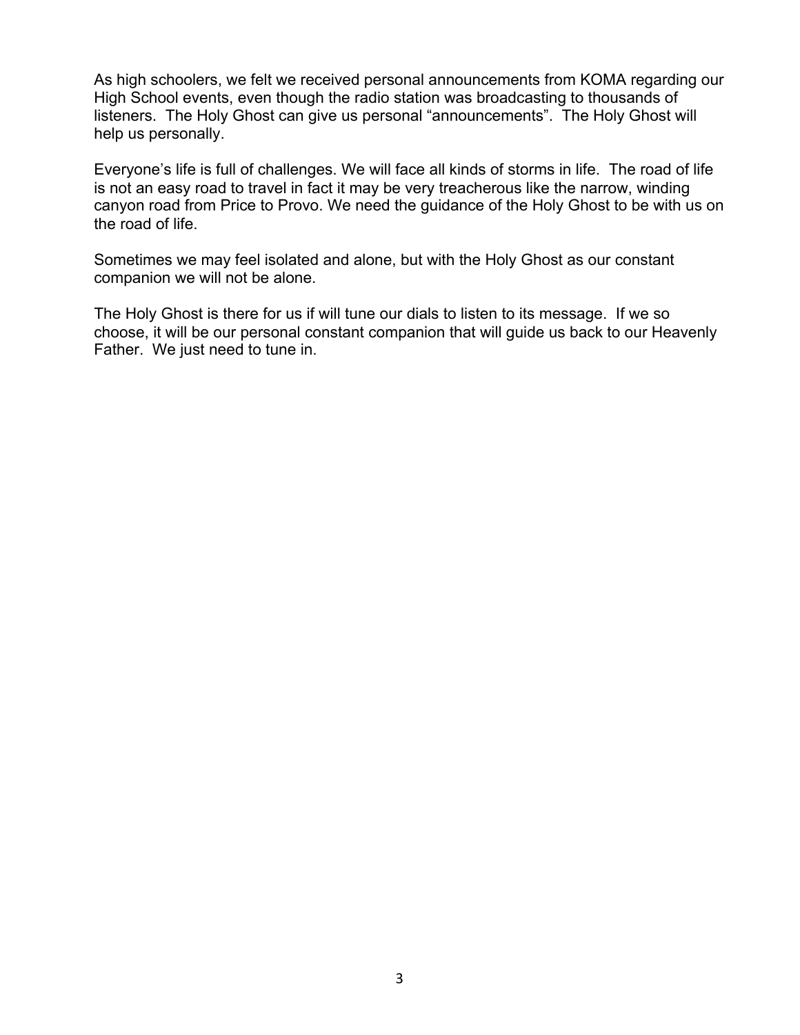As high schoolers, we felt we received personal announcements from KOMA regarding our High School events, even though the radio station was broadcasting to thousands of listeners. The Holy Ghost can give us personal "announcements". The Holy Ghost will help us personally.

Everyone's life is full of challenges. We will face all kinds of storms in life. The road of life is not an easy road to travel in fact it may be very treacherous like the narrow, winding canyon road from Price to Provo. We need the guidance of the Holy Ghost to be with us on the road of life.

Sometimes we may feel isolated and alone, but with the Holy Ghost as our constant companion we will not be alone.

The Holy Ghost is there for us if will tune our dials to listen to its message. If we so choose, it will be our personal constant companion that will guide us back to our Heavenly Father. We just need to tune in.